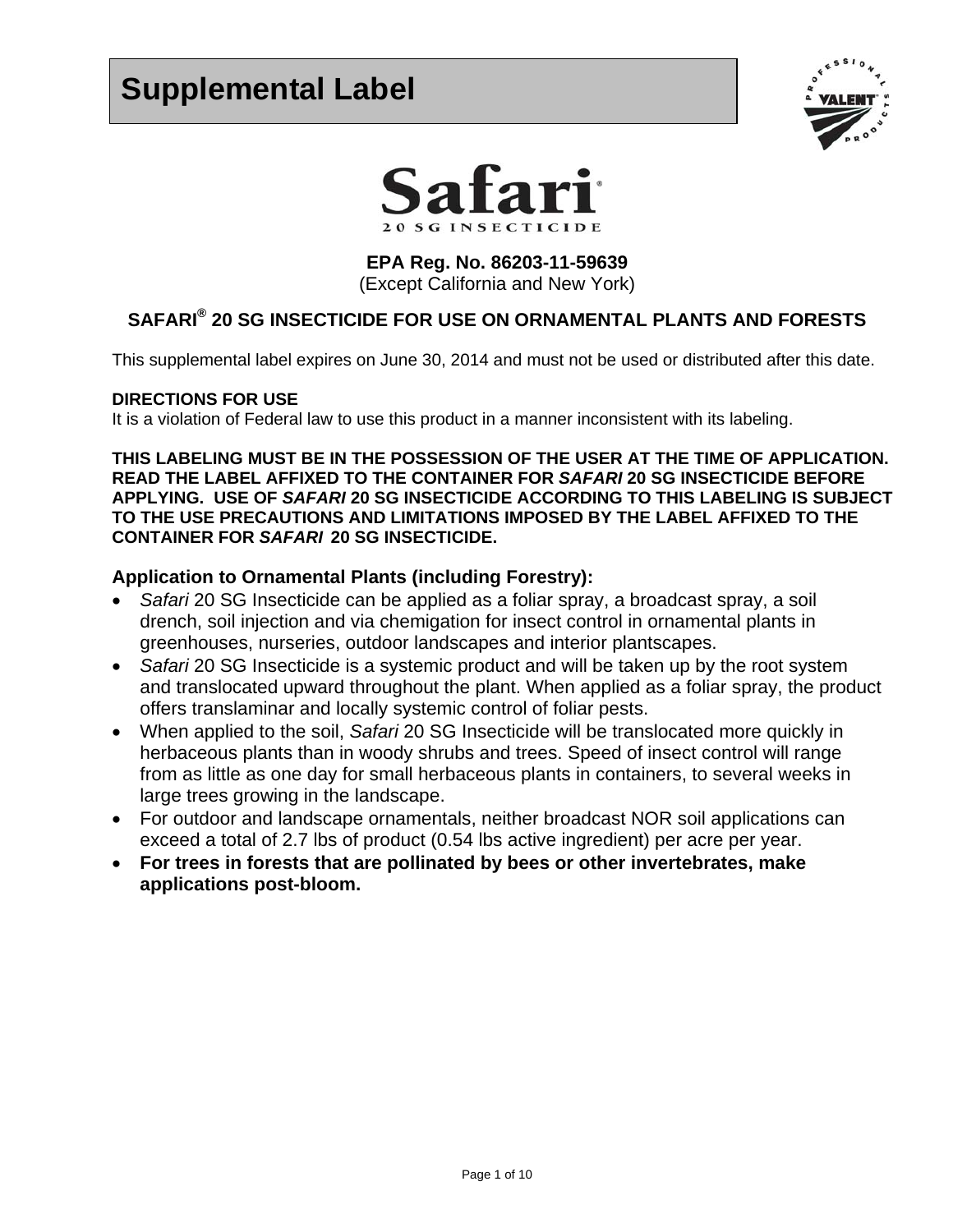# Supplemental Label

# Safari®

20 SG INSECTICIDE

**EPA Reg. No. 86203-11-59639**
(Except California and New York)

**SAFARI® 20 SG INSECTICIDE FOR USE ON ORNAMENTAL PLANTS AND FORESTS**

This supplemental label expires on June 30, 2014 and must not be used or distributed after this date.

**DIRECTIONS FOR USE**
It is a violation of Federal law to use this product in a manner inconsistent with its labeling.

**THIS LABELING MUST BE IN THE POSSESSION OF THE USER AT THE TIME OF APPLICATION. READ THE LABEL AFFIXED TO THE CONTAINER FOR *SAFARI* 20 SG INSECTICIDE BEFORE APPLYING. USE OF *SAFARI* 20 SG INSECTICIDE ACCORDING TO THIS LABELING IS SUBJECT TO THE USE PRECAUTIONS AND LIMITATIONS IMPOSED BY THE LABEL AFFIXED TO THE CONTAINER FOR *SAFARI* 20 SG INSECTICIDE.**

### Application to Ornamental Plants (including Forestry):

- *Safari* 20 SG Insecticide can be applied as a foliar spray, a broadcast spray, a soil drench, soil injection and via chemigation for insect control in ornamental plants in greenhouses, nurseries, outdoor landscapes and interior plantscapes.
- *Safari* 20 SG Insecticide is a systemic product and will be taken up by the root system and translocated upward throughout the plant. When applied as a foliar spray, the product offers translaminar and locally systemic control of foliar pests.
- When applied to the soil, *Safari* 20 SG Insecticide will be translocated more quickly in herbaceous plants than in woody shrubs and trees. Speed of insect control will range from as little as one day for small herbaceous plants in containers, to several weeks in large trees growing in the landscape.
- For outdoor and landscape ornamentals, neither broadcast NOR soil applications can exceed a total of 2.7 lbs of product (0.54 lbs active ingredient) per acre per year.
- **For trees in forests that are pollinated by bees or other invertebrates, make applications post-bloom.**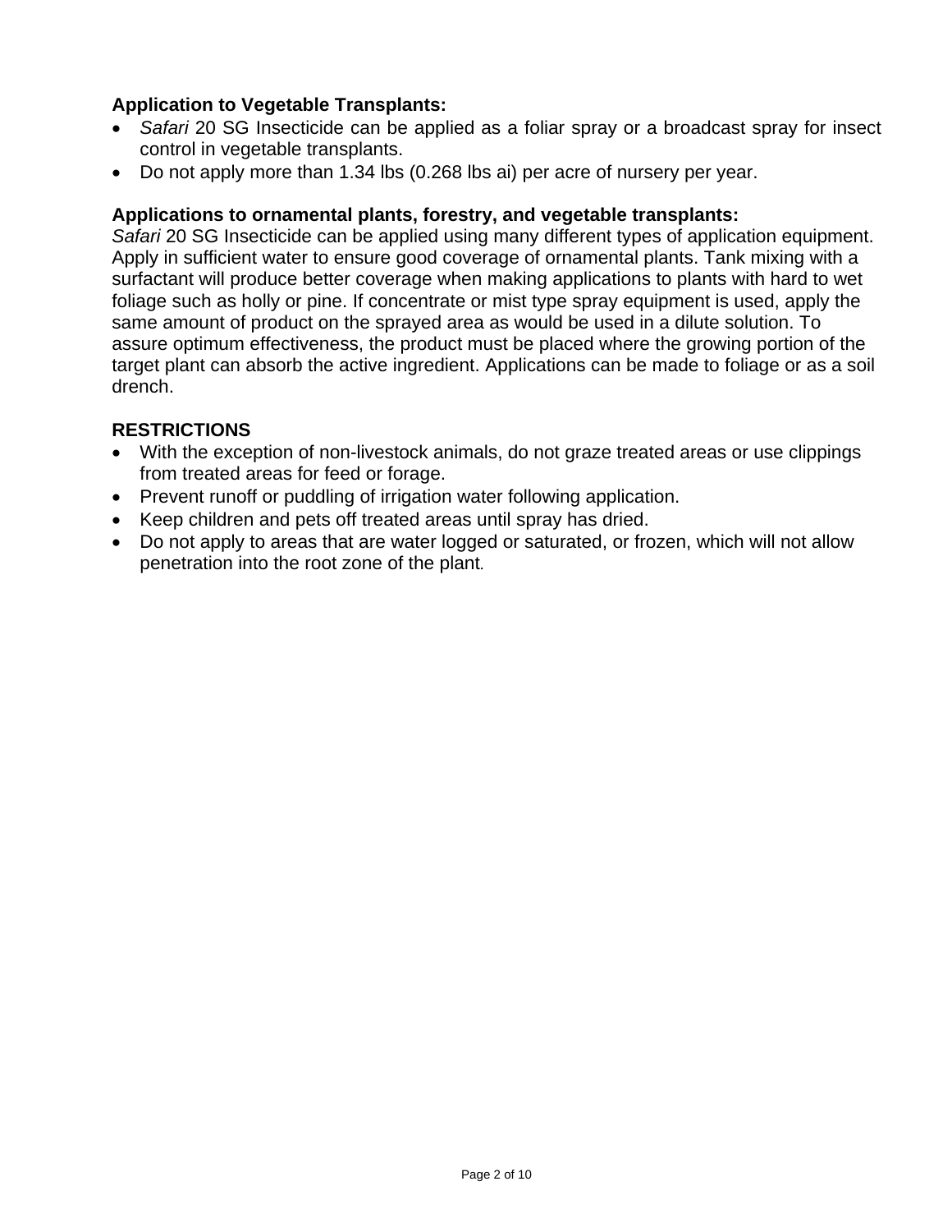**Application to Vegetable Transplants:**

- *Safari* 20 SG Insecticide can be applied as a foliar spray or a broadcast spray for insect control in vegetable transplants.
- Do not apply more than 1.34 lbs (0.268 lbs ai) per acre of nursery per year.

**Applications to ornamental plants, forestry, and vegetable transplants:**

*Safari* 20 SG Insecticide can be applied using many different types of application equipment. Apply in sufficient water to ensure good coverage of ornamental plants. Tank mixing with a surfactant will produce better coverage when making applications to plants with hard to wet foliage such as holly or pine. If concentrate or mist type spray equipment is used, apply the same amount of product on the sprayed area as would be used in a dilute solution. To assure optimum effectiveness, the product must be placed where the growing portion of the target plant can absorb the active ingredient. Applications can be made to foliage or as a soil drench.

**RESTRICTIONS**

- With the exception of non-livestock animals, do not graze treated areas or use clippings from treated areas for feed or forage.
- Prevent runoff or puddling of irrigation water following application.
- Keep children and pets off treated areas until spray has dried.
- Do not apply to areas that are water logged or saturated, or frozen, which will not allow penetration into the root zone of the plant.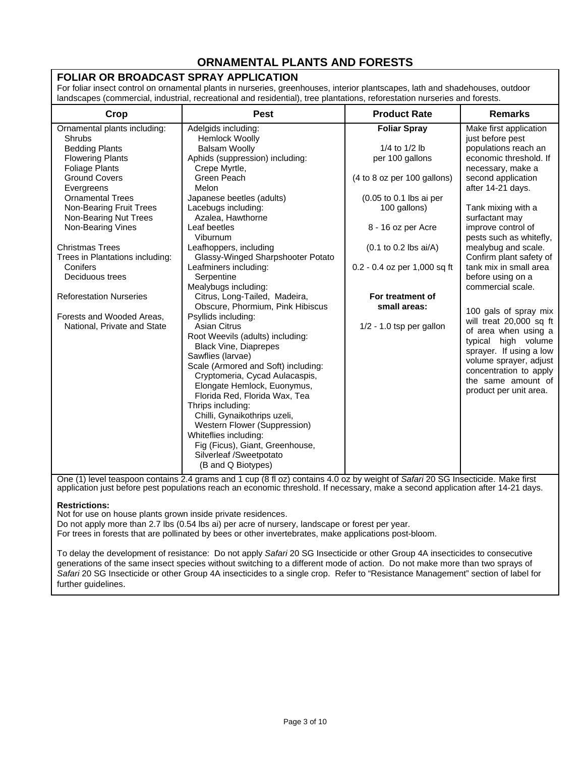# ORNAMENTAL PLANTS AND FORESTS

## FOLIAR OR BROADCAST SPRAY APPLICATION

For foliar insect control on ornamental plants in nurseries, greenhouses, interior plantscapes, lath and shadehouses, outdoor landscapes (commercial, industrial, recreational and residential), tree plantations, reforestation nurseries and forests.

| Crop | Pest | Product Rate | Remarks |
|---|---|---|---|
| Ornamental plants including:<br>Shrubs<br>Bedding Plants<br>Flowering Plants<br>Foliage Plants<br>Ground Covers<br>Evergreens<br>Ornamental Trees<br>Non-Bearing Fruit Trees<br>Non-Bearing Nut Trees<br>Non-Bearing Vines<br><br>Christmas Trees<br>Trees in Plantations including:<br>Conifers<br>Deciduous trees<br><br>Reforestation Nurseries<br><br>Forests and Wooded Areas, National, Private and State | Adelgids including:<br>Hemlock Woolly<br>Balsam Woolly<br>Aphids (suppression) including:<br>Crepe Myrtle,<br>Green Peach<br>Melon<br>Japanese beetles (adults)<br>Lacebugs including:<br>Azalea, Hawthorne<br>Leaf beetles<br>Viburnum<br>Leafhoppers, including<br>Glassy-Winged Sharpshooter Potato<br>Leafminers including:<br>Serpentine<br>Mealybugs including:<br>Citrus, Long-Tailed, Madeira, Obscure, Phormium, Pink Hibiscus<br>Psyllids including:<br>Asian Citrus<br>Root Weevils (adults) including:<br>Black Vine, Diaprepes<br>Sawflies (larvae)<br>Scale (Armored and Soft) including:<br>Cryptomeria, Cycad Aulacaspis, Elongate Hemlock, Euonymus, Florida Red, Florida Wax, Tea<br>Thrips including:<br>Chilli, Gynaikothrips uzeli, Western Flower (Suppression)<br>Whiteflies including:<br>Fig (Ficus), Giant, Greenhouse, Silverleaf /Sweetpotato (B and Q Biotypes) | **Foliar Spray**<br><br>1/4 to 1/2 lb per 100 gallons<br><br>(4 to 8 oz per 100 gallons)<br><br>(0.05 to 0.1 lbs ai per 100 gallons)<br><br>8 - 16 oz per Acre<br><br>(0.1 to 0.2 lbs ai/A)<br><br>0.2 - 0.4 oz per 1,000 sq ft<br><br>**For treatment of small areas:**<br><br>1/2 - 1.0 tsp per gallon | Make first application just before pest populations reach an economic threshold. If necessary, make a second application after 14-21 days.<br><br>Tank mixing with a surfactant may improve control of pests such as whitefly, mealybug and scale. Confirm plant safety of tank mix in small area before using on a commercial scale.<br><br>100 gals of spray mix will treat 20,000 sq ft of area when using a typical high volume sprayer. If using a low volume sprayer, adjust concentration to apply the same amount of product per unit area. |

One (1) level teaspoon contains 2.4 grams and 1 cup (8 fl oz) contains 4.0 oz by weight of *Safari* 20 SG Insecticide. Make first application just before pest populations reach an economic threshold. If necessary, make a second application after 14-21 days.

**Restrictions:**

Not for use on house plants grown inside private residences.

Do not apply more than 2.7 lbs (0.54 lbs ai) per acre of nursery, landscape or forest per year.

For trees in forests that are pollinated by bees or other invertebrates, make applications post-bloom.

To delay the development of resistance: Do not apply *Safari* 20 SG Insecticide or other Group 4A insecticides to consecutive generations of the same insect species without switching to a different mode of action. Do not make more than two sprays of *Safari* 20 SG Insecticide or other Group 4A insecticides to a single crop. Refer to "Resistance Management" section of label for further guidelines.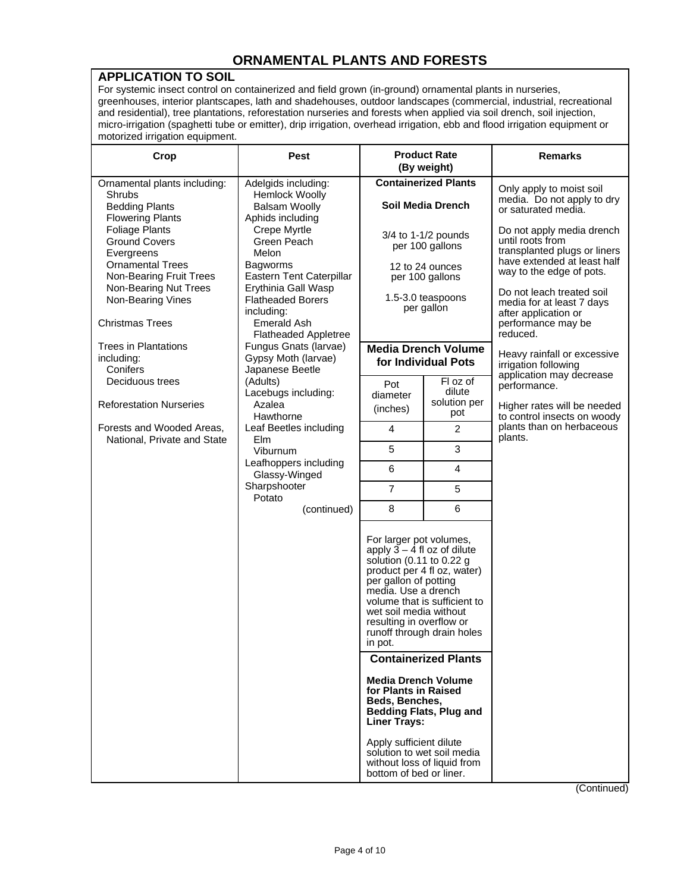# ORNAMENTAL PLANTS AND FORESTS

## APPLICATION TO SOIL

For systemic insect control on containerized and field grown (in-ground) ornamental plants in nurseries, greenhouses, interior plantscapes, lath and shadehouses, outdoor landscapes (commercial, industrial, recreational and residential), tree plantations, reforestation nurseries and forests when applied via soil drench, soil injection, micro-irrigation (spaghetti tube or emitter), drip irrigation, overhead irrigation, ebb and flood irrigation equipment or motorized irrigation equipment.

| Crop | Pest | Product Rate (By weight) | Remarks |
|---|---|---|---|
| Ornamental plants including:<br>Shrubs<br>Bedding Plants<br>Flowering Plants<br>Foliage Plants<br>Ground Covers<br>Evergreens<br>Ornamental Trees<br>Non-Bearing Fruit Trees<br>Non-Bearing Nut Trees<br>Non-Bearing Vines<br><br>Christmas Trees<br><br>Trees in Plantations including:<br>Conifers<br>Deciduous trees<br><br>Reforestation Nurseries<br><br>Forests and Wooded Areas, National, Private and State | Adelgids including:<br>Hemlock Woolly<br>Balsam Woolly<br>Aphids including<br>Crepe Myrtle<br>Green Peach<br>Melon<br>Bagworms<br>Eastern Tent Caterpillar<br>Erythinia Gall Wasp<br>Flatheaded Borers including:<br>Emerald Ash<br>Flatheaded Appletree<br>Fungus Gnats (larvae)<br>Gypsy Moth (larvae)<br>Japanese Beetle (Adults)<br>Lacebugs including:<br>Azalea<br>Hawthorne<br>Leaf Beetles including<br>Elm<br>Viburnum<br>Leafhoppers including<br>Glassy-Winged Sharpshooter<br>Potato<br>(continued) | **Containerized Plants**<br><br>**Soil Media Drench**<br><br>3/4 to 1-1/2 pounds per 100 gallons<br><br>12 to 24 ounces per 100 gallons<br><br>1.5-3.0 teaspoons per gallon<br><br>**Media Drench Volume for Individual Pots**<br><br>Pot diameter (inches) / Fl oz of dilute solution per pot:<br>4 / 2<br>5 / 3<br>6 / 4<br>7 / 5<br>8 / 6<br><br>For larger pot volumes, apply 3 – 4 fl oz of dilute solution (0.11 to 0.22 g product per 4 fl oz, water) per gallon of potting media. Use a drench volume that is sufficient to wet soil media without resulting in overflow or runoff through drain holes in pot.<br><br>**Containerized Plants**<br><br>**Media Drench Volume for Plants in Raised Beds, Benches, Bedding Flats, Plug and Liner Trays:**<br><br>Apply sufficient dilute solution to wet soil media without loss of liquid from bottom of bed or liner. | Only apply to moist soil media. Do not apply to dry or saturated media.<br><br>Do not apply media drench until roots from transplanted plugs or liners have extended at least half way to the edge of pots.<br><br>Do not leach treated soil media for at least 7 days after application or performance may be reduced.<br><br>Heavy rainfall or excessive irrigation following application may decrease performance.<br><br>Higher rates will be needed to control insects on woody plants than on herbaceous plants. |

(Continued)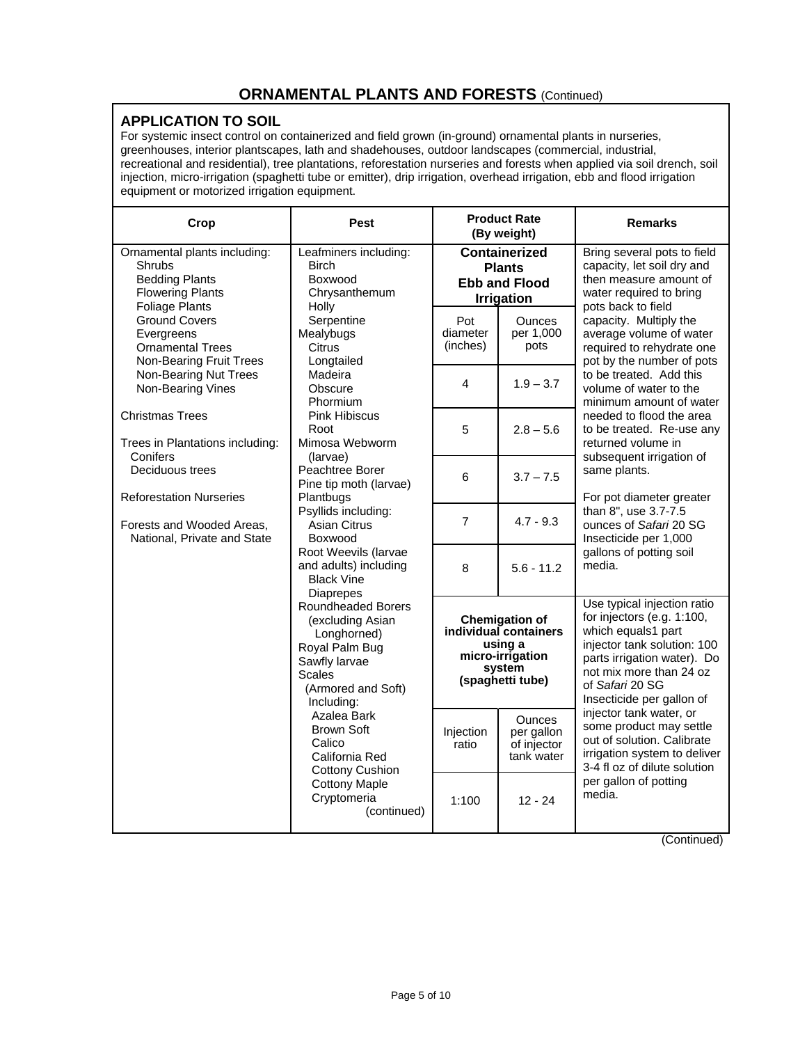## ORNAMENTAL PLANTS AND FORESTS (Continued)

### APPLICATION TO SOIL

For systemic insect control on containerized and field grown (in-ground) ornamental plants in nurseries, greenhouses, interior plantscapes, lath and shadehouses, outdoor landscapes (commercial, industrial, recreational and residential), tree plantations, reforestation nurseries and forests when applied via soil drench, soil injection, micro-irrigation (spaghetti tube or emitter), drip irrigation, overhead irrigation, ebb and flood irrigation equipment or motorized irrigation equipment.

| Crop | Pest | Product Rate (By weight) | | Remarks |
|---|---|---|---|---|
| Ornamental plants including: Shrubs, Bedding Plants, Flowering Plants, Foliage Plants, Ground Covers, Evergreens, Ornamental Trees, Non-Bearing Fruit Trees, Non-Bearing Nut Trees, Non-Bearing Vines<br><br>Christmas Trees<br><br>Trees in Plantations including: Conifers, Deciduous trees<br><br>Reforestation Nurseries<br><br>Forests and Wooded Areas, National, Private and State | Leafminers including: Birch, Boxwood, Chrysanthemum, Holly, Serpentine<br>Mealybugs: Citrus, Longtailed, Madeira, Obscure, Phormium, Pink Hibiscus, Root<br>Mimosa Webworm (larvae)<br>Peachtree Borer<br>Pine tip moth (larvae)<br>Plantbugs<br>Psyllids including: Asian Citrus, Boxwood<br>Root Weevils (larvae and adults) including Black Vine, Diaprepes<br>Roundheaded Borers (excluding Asian Longhorned)<br>Royal Palm Bug<br>Sawfly larvae<br>Scales (Armored and Soft) Including: Azalea Bark, Brown Soft, Calico, California Red, Cottony Cushion, Cottony Maple, Cryptomeria (continued) | **Containerized Plants Ebb and Flood Irrigation** | | Bring several pots to field capacity, let soil dry and then measure amount of water required to bring pots back to field capacity. Multiply the average volume of water required to rehydrate one pot by the number of pots to be treated. Add this volume of water to the minimum amount of water needed to flood the area to be treated. Re-use any returned volume in subsequent irrigation of same plants.<br><br>For pot diameter greater than 8", use 3.7-7.5 ounces of *Safari* 20 SG Insecticide per 1,000 gallons of potting soil media. |
| | | Pot diameter (inches) | Ounces per 1,000 pots | |
| | | 4 | 1.9 – 3.7 | |
| | | 5 | 2.8 – 5.6 | |
| | | 6 | 3.7 – 7.5 | |
| | | 7 | 4.7 - 9.3 | |
| | | 8 | 5.6 - 11.2 | |
| | | **Chemigation of individual containers using a micro-irrigation system (spaghetti tube)** | | Use typical injection ratio for injectors (e.g. 1:100, which equals1 part injector tank solution: 100 parts irrigation water). Do not mix more than 24 oz of *Safari* 20 SG Insecticide per gallon of injector tank water, or some product may settle out of solution. Calibrate irrigation system to deliver 3-4 fl oz of dilute solution per gallon of potting media. |
| | | Injection ratio | Ounces per gallon of injector tank water | |
| | | 1:100 | 12 - 24 | |

(Continued)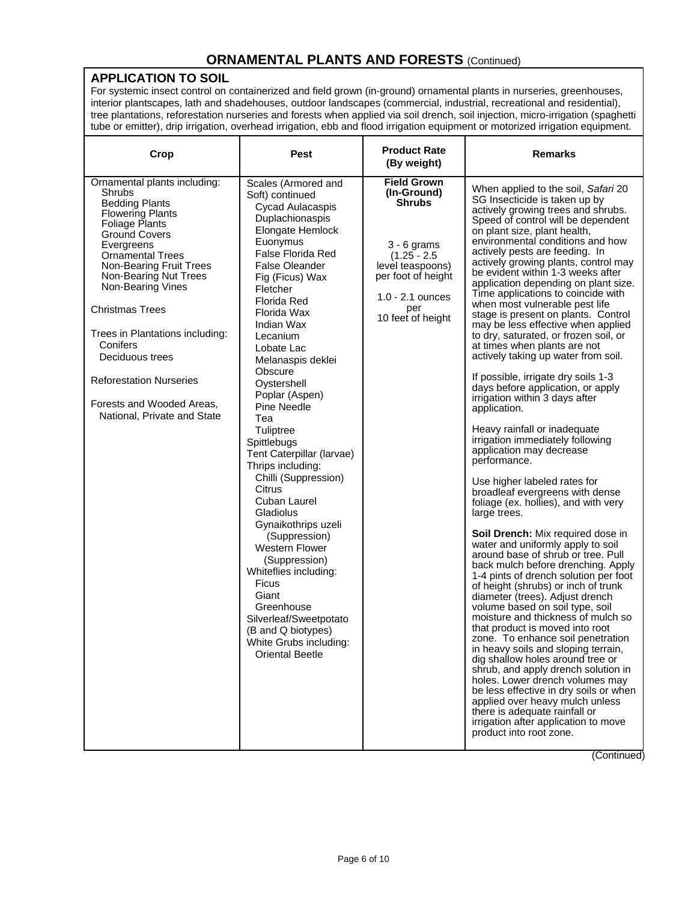## ORNAMENTAL PLANTS AND FORESTS (Continued)

### APPLICATION TO SOIL

For systemic insect control on containerized and field grown (in-ground) ornamental plants in nurseries, greenhouses, interior plantscapes, lath and shadehouses, outdoor landscapes (commercial, industrial, recreational and residential), tree plantations, reforestation nurseries and forests when applied via soil drench, soil injection, micro-irrigation (spaghetti tube or emitter), drip irrigation, overhead irrigation, ebb and flood irrigation equipment or motorized irrigation equipment.

| Crop | Pest | Product Rate (By weight) | Remarks |
|---|---|---|---|
| Ornamental plants including:<br>Shrubs<br>Bedding Plants<br>Flowering Plants<br>Foliage Plants<br>Ground Covers<br>Evergreens<br>Ornamental Trees<br>Non-Bearing Fruit Trees<br>Non-Bearing Nut Trees<br>Non-Bearing Vines<br><br>Christmas Trees<br><br>Trees in Plantations including:<br>Conifers<br>Deciduous trees<br><br>Reforestation Nurseries<br><br>Forests and Wooded Areas, National, Private and State | Scales (Armored and Soft) continued<br>Cycad Aulacaspis<br>Duplachionaspis<br>Elongate Hemlock<br>Euonymus<br>False Florida Red<br>False Oleander<br>Fig (Ficus) Wax<br>Fletcher<br>Florida Red<br>Florida Wax<br>Indian Wax<br>Lecanium<br>Lobate Lac<br>Melanaspis deklei<br>Obscure<br>Oystershell<br>Poplar (Aspen)<br>Pine Needle<br>Tea<br>Tuliptree<br>Spittlebugs<br>Tent Caterpillar (larvae)<br>Thrips including:<br>Chilli (Suppression)<br>Citrus<br>Cuban Laurel<br>Gladiolus<br>Gynaikothrips uzeli (Suppression)<br>Western Flower (Suppression)<br>Whiteflies including:<br>Ficus<br>Giant<br>Greenhouse<br>Silverleaf/Sweetpotato (B and Q biotypes)<br>White Grubs including:<br>Oriental Beetle | **Field Grown (In-Ground) Shrubs**<br><br>3 - 6 grams (1.25 - 2.5 level teaspoons) per foot of height<br><br>1.0 - 2.1 ounces per 10 feet of height | When applied to the soil, *Safari* 20 SG Insecticide is taken up by actively growing trees and shrubs. Speed of control will be dependent on plant size, plant health, environmental conditions and how actively pests are feeding. In actively growing plants, control may be evident within 1-3 weeks after application depending on plant size. Time applications to coincide with when most vulnerable pest life stage is present on plants. Control may be less effective when applied to dry, saturated, or frozen soil, or at times when plants are not actively taking up water from soil.<br><br>If possible, irrigate dry soils 1-3 days before application, or apply irrigation within 3 days after application.<br><br>Heavy rainfall or inadequate irrigation immediately following application may decrease performance.<br><br>Use higher labeled rates for broadleaf evergreens with dense foliage (ex. hollies), and with very large trees.<br><br>**Soil Drench:** Mix required dose in water and uniformly apply to soil around base of shrub or tree. Pull back mulch before drenching. Apply 1-4 pints of drench solution per foot of height (shrubs) or inch of trunk diameter (trees). Adjust drench volume based on soil type, soil moisture and thickness of mulch so that product is moved into root zone. To enhance soil penetration in heavy soils and sloping terrain, dig shallow holes around tree or shrub, and apply drench solution in holes. Lower drench volumes may be less effective in dry soils or when applied over heavy mulch unless there is adequate rainfall or irrigation after application to move product into root zone. |

(Continued)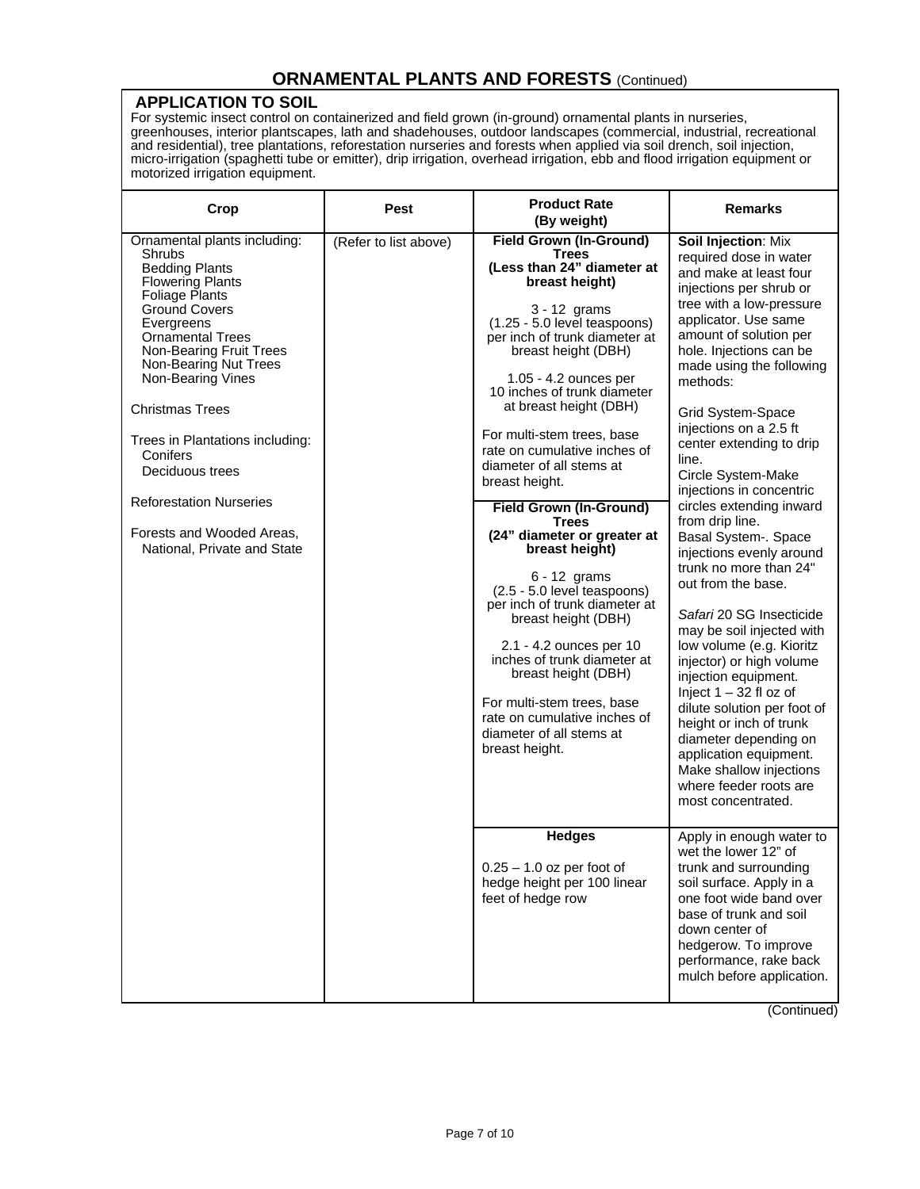## ORNAMENTAL PLANTS AND FORESTS (Continued)

### APPLICATION TO SOIL

For systemic insect control on containerized and field grown (in-ground) ornamental plants in nurseries, greenhouses, interior plantscapes, lath and shadehouses, outdoor landscapes (commercial, industrial, recreational and residential), tree plantations, reforestation nurseries and forests when applied via soil drench, soil injection, micro-irrigation (spaghetti tube or emitter), drip irrigation, overhead irrigation, ebb and flood irrigation equipment or motorized irrigation equipment.

| Crop | Pest | Product Rate (By weight) | Remarks |
|---|---|---|---|
| Ornamental plants including: Shrubs, Bedding Plants, Flowering Plants, Foliage Plants, Ground Covers, Evergreens, Ornamental Trees, Non-Bearing Fruit Trees, Non-Bearing Nut Trees, Non-Bearing Vines<br><br>Christmas Trees<br><br>Trees in Plantations including: Conifers, Deciduous trees<br><br>Reforestation Nurseries<br><br>Forests and Wooded Areas, National, Private and State | (Refer to list above) | **Field Grown (In-Ground) Trees (Less than 24" diameter at breast height)**<br><br>3 - 12 grams (1.25 - 5.0 level teaspoons) per inch of trunk diameter at breast height (DBH)<br><br>1.05 - 4.2 ounces per 10 inches of trunk diameter at breast height (DBH)<br><br>For multi-stem trees, base rate on cumulative inches of diameter of all stems at breast height.<br><br>**Field Grown (In-Ground) Trees (24" diameter or greater at breast height)**<br><br>6 - 12 grams (2.5 - 5.0 level teaspoons) per inch of trunk diameter at breast height (DBH)<br><br>2.1 - 4.2 ounces per 10 inches of trunk diameter at breast height (DBH)<br><br>For multi-stem trees, base rate on cumulative inches of diameter of all stems at breast height. | **Soil Injection**: Mix required dose in water and make at least four injections per shrub or tree with a low-pressure applicator. Use same amount of solution per hole. Injections can be made using the following methods:<br><br>Grid System-Space injections on a 2.5 ft center extending to drip line.<br>Circle System-Make injections in concentric circles extending inward from drip line.<br>Basal System-. Space injections evenly around trunk no more than 24" out from the base.<br><br>*Safari* 20 SG Insecticide may be soil injected with low volume (e.g. Kioritz injector) or high volume injection equipment. Inject 1 – 32 fl oz of dilute solution per foot of height or inch of trunk diameter depending on application equipment. Make shallow injections where feeder roots are most concentrated. |
| | | **Hedges**<br><br>0.25 – 1.0 oz per foot of hedge height per 100 linear feet of hedge row | Apply in enough water to wet the lower 12" of trunk and surrounding soil surface. Apply in a one foot wide band over base of trunk and soil down center of hedgerow. To improve performance, rake back mulch before application. |

(Continued)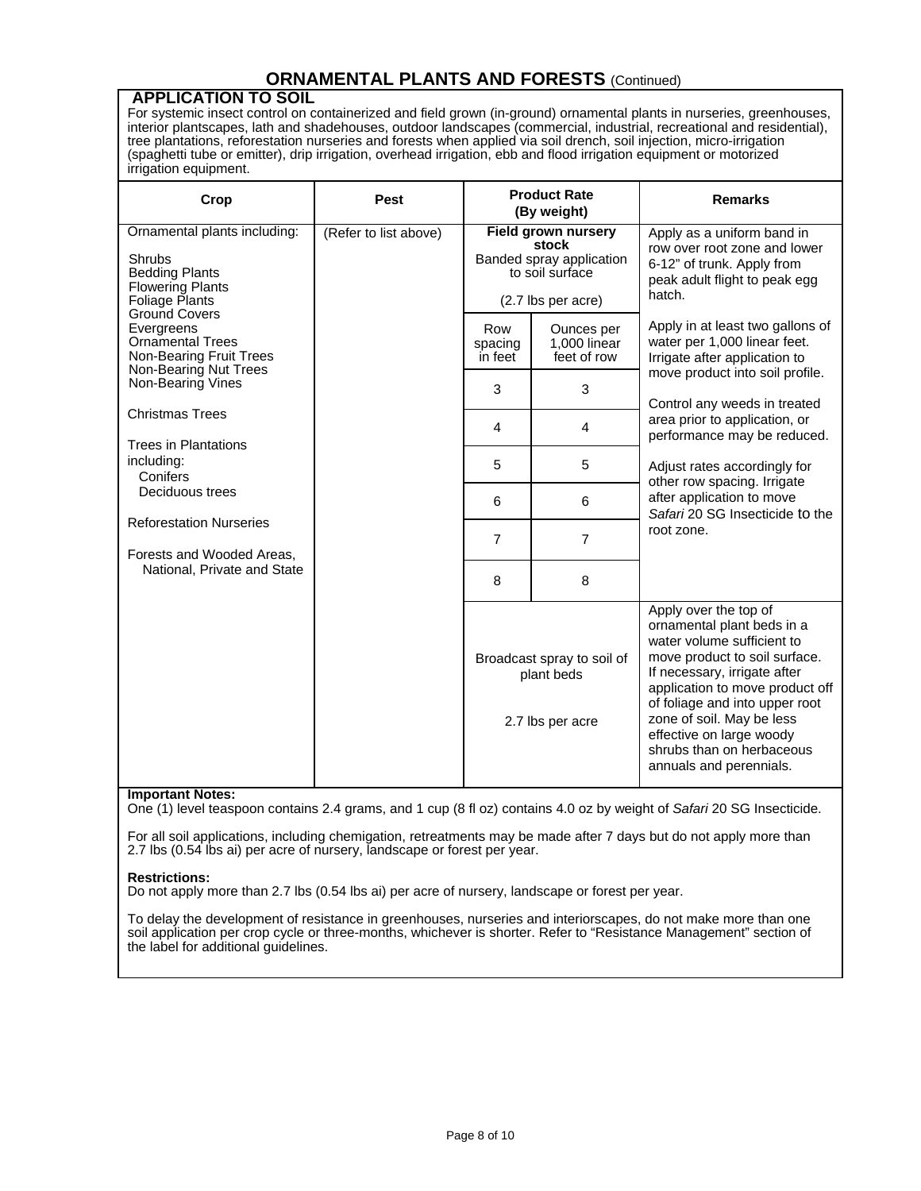## ORNAMENTAL PLANTS AND FORESTS (Continued)

### APPLICATION TO SOIL

For systemic insect control on containerized and field grown (in-ground) ornamental plants in nurseries, greenhouses, interior plantscapes, lath and shadehouses, outdoor landscapes (commercial, industrial, recreational and residential), tree plantations, reforestation nurseries and forests when applied via soil drench, soil injection, micro-irrigation (spaghetti tube or emitter), drip irrigation, overhead irrigation, ebb and flood irrigation equipment or motorized irrigation equipment.

| Crop | Pest | Product Rate (By weight) | | Remarks |
|---|---|---|---|---|
| Ornamental plants including:<br>Shrubs<br>Bedding Plants<br>Flowering Plants<br>Foliage Plants<br>Ground Covers<br>Evergreens<br>Ornamental Trees<br>Non-Bearing Fruit Trees<br>Non-Bearing Nut Trees<br>Non-Bearing Vines<br><br>Christmas Trees<br><br>Trees in Plantations including:<br>Conifers<br>Deciduous trees<br><br>Reforestation Nurseries<br><br>Forests and Wooded Areas, National, Private and State | (Refer to list above) | **Field grown nursery stock**<br>Banded spray application to soil surface<br><br>(2.7 lbs per acre) | | Apply as a uniform band in row over root zone and lower 6-12" of trunk. Apply from peak adult flight to peak egg hatch.<br><br>Apply in at least two gallons of water per 1,000 linear feet. Irrigate after application to move product into soil profile.<br><br>Control any weeds in treated area prior to application, or performance may be reduced.<br><br>Adjust rates accordingly for other row spacing. Irrigate after application to move *Safari* 20 SG Insecticide to the root zone. |
| | | Row spacing in feet | Ounces per 1,000 linear feet of row | |
| | | 3 | 3 | |
| | | 4 | 4 | |
| | | 5 | 5 | |
| | | 6 | 6 | |
| | | 7 | 7 | |
| | | 8 | 8 | |
| | | Broadcast spray to soil of plant beds<br><br>2.7 lbs per acre | | Apply over the top of ornamental plant beds in a water volume sufficient to move product to soil surface. If necessary, irrigate after application to move product off of foliage and into upper root zone of soil. May be less effective on large woody shrubs than on herbaceous annuals and perennials. |

**Important Notes:**
One (1) level teaspoon contains 2.4 grams, and 1 cup (8 fl oz) contains 4.0 oz by weight of *Safari* 20 SG Insecticide.

For all soil applications, including chemigation, retreatments may be made after 7 days but do not apply more than 2.7 lbs (0.54 lbs ai) per acre of nursery, landscape or forest per year.

**Restrictions:**
Do not apply more than 2.7 lbs (0.54 lbs ai) per acre of nursery, landscape or forest per year.

To delay the development of resistance in greenhouses, nurseries and interiorscapes, do not make more than one soil application per crop cycle or three-months, whichever is shorter. Refer to "Resistance Management" section of the label for additional guidelines.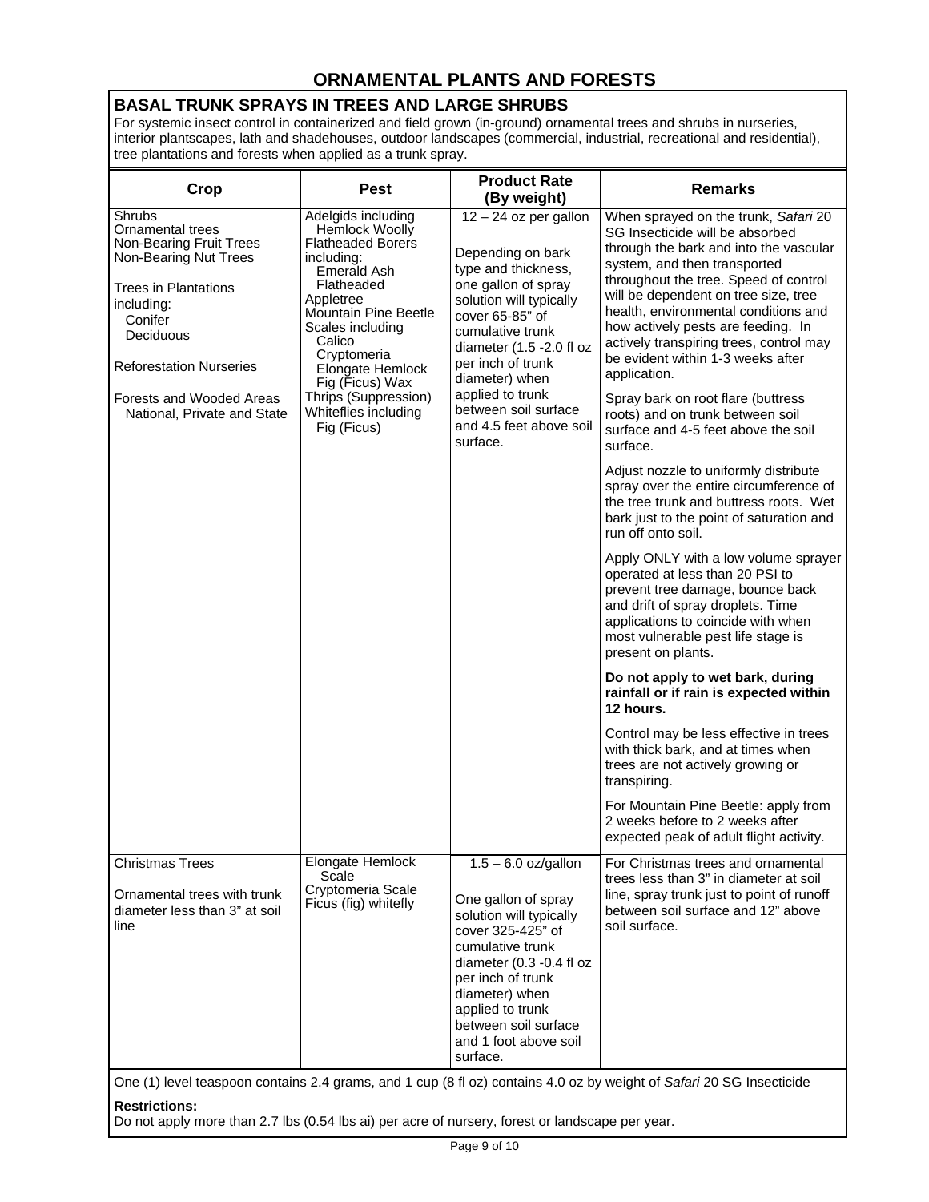# ORNAMENTAL PLANTS AND FORESTS

## BASAL TRUNK SPRAYS IN TREES AND LARGE SHRUBS

For systemic insect control in containerized and field grown (in-ground) ornamental trees and shrubs in nurseries, interior plantscapes, lath and shadehouses, outdoor landscapes (commercial, industrial, recreational and residential), tree plantations and forests when applied as a trunk spray.

| Crop | Pest | Product Rate (By weight) | Remarks |
|---|---|---|---|
| Shrubs<br>Ornamental trees<br>Non-Bearing Fruit Trees<br>Non-Bearing Nut Trees<br><br>Trees in Plantations including:<br>Conifer<br>Deciduous<br><br>Reforestation Nurseries<br><br>Forests and Wooded Areas National, Private and State | Adelgids including Hemlock Woolly<br>Flatheaded Borers including:<br>Emerald Ash<br>Flatheaded Appletree<br>Mountain Pine Beetle<br>Scales including<br>Calico<br>Cryptomeria<br>Elongate Hemlock<br>Fig (Ficus) Wax<br>Thrips (Suppression)<br>Whiteflies including Fig (Ficus) | 12 – 24 oz per gallon<br><br>Depending on bark type and thickness, one gallon of spray solution will typically cover 65-85" of cumulative trunk diameter (1.5 -2.0 fl oz per inch of trunk diameter) when applied to trunk between soil surface and 4.5 feet above soil surface. | When sprayed on the trunk, *Safari* 20 SG Insecticide will be absorbed through the bark and into the vascular system, and then transported throughout the tree. Speed of control will be dependent on tree size, tree health, environmental conditions and how actively pests are feeding. In actively transpiring trees, control may be evident within 1-3 weeks after application.<br><br>Spray bark on root flare (buttress roots) and on trunk between soil surface and 4-5 feet above the soil surface.<br><br>Adjust nozzle to uniformly distribute spray over the entire circumference of the tree trunk and buttress roots. Wet bark just to the point of saturation and run off onto soil.<br><br>Apply ONLY with a low volume sprayer operated at less than 20 PSI to prevent tree damage, bounce back and drift of spray droplets. Time applications to coincide with when most vulnerable pest life stage is present on plants.<br><br>**Do not apply to wet bark, during rainfall or if rain is expected within 12 hours.**<br><br>Control may be less effective in trees with thick bark, and at times when trees are not actively growing or transpiring.<br><br>For Mountain Pine Beetle: apply from 2 weeks before to 2 weeks after expected peak of adult flight activity. |
| Christmas Trees<br><br>Ornamental trees with trunk diameter less than 3" at soil line | Elongate Hemlock Scale<br>Cryptomeria Scale<br>Ficus (fig) whitefly | 1.5 – 6.0 oz/gallon<br><br>One gallon of spray solution will typically cover 325-425" of cumulative trunk diameter (0.3 -0.4 fl oz per inch of trunk diameter) when applied to trunk between soil surface and 1 foot above soil surface. | For Christmas trees and ornamental trees less than 3" in diameter at soil line, spray trunk just to point of runoff between soil surface and 12" above soil surface. |

One (1) level teaspoon contains 2.4 grams, and 1 cup (8 fl oz) contains 4.0 oz by weight of *Safari* 20 SG Insecticide

**Restrictions:**
Do not apply more than 2.7 lbs (0.54 lbs ai) per acre of nursery, forest or landscape per year.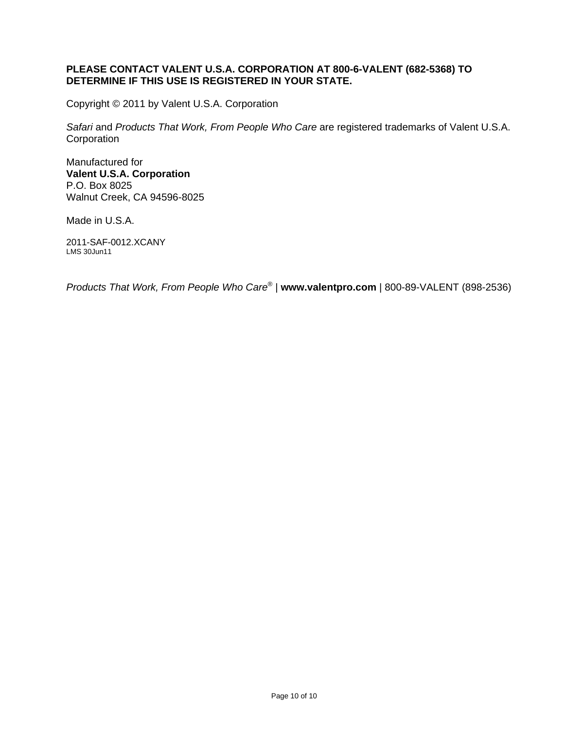**PLEASE CONTACT VALENT U.S.A. CORPORATION AT 800-6-VALENT (682-5368) TO DETERMINE IF THIS USE IS REGISTERED IN YOUR STATE.**

Copyright © 2011 by Valent U.S.A. Corporation

*Safari* and *Products That Work, From People Who Care* are registered trademarks of Valent U.S.A. Corporation

Manufactured for
**Valent U.S.A. Corporation**
P.O. Box 8025
Walnut Creek, CA 94596-8025

Made in U.S.A.

2011-SAF-0012.XCANY
LMS 30Jun11

*Products That Work, From People Who Care®* | **www.valentpro.com** | 800-89-VALENT (898-2536)